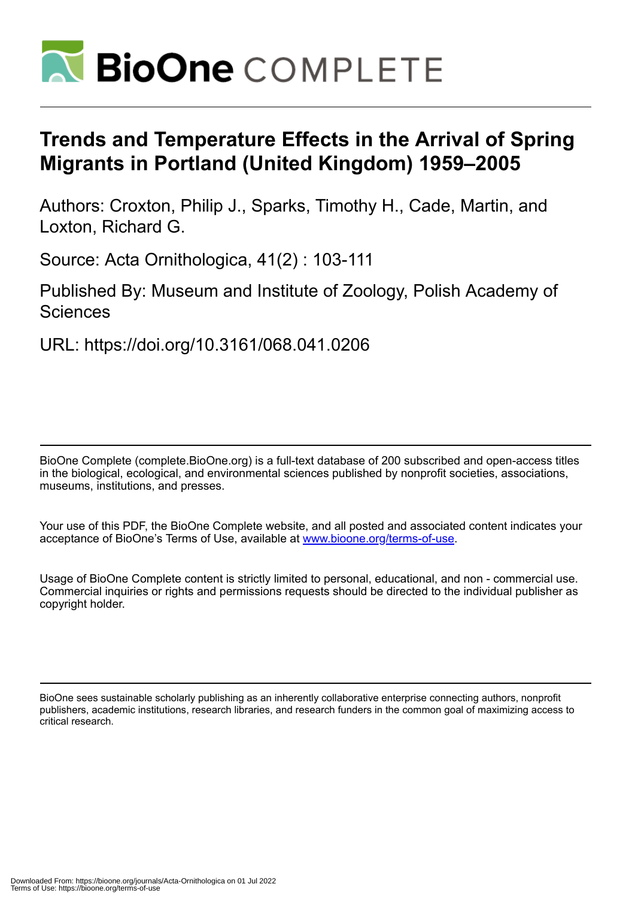# Trends and Temperature Effects in the Arrival of Spring Migrants in Portland (United Kingdom) 1959–2005

Authors: Croxton, Philip J., Sparks, Timothy H., Cade, Martin, and Loxton, Richard G.

Source: Acta Ornithologica, 41(2) : 103-111

Published By: Museum and Institute of Zoology, Polish Academy of Sciences

URL: https://doi.org/10.3161/068.041.0206

BioOne Complete (complete.BioOne.org) is a full-text database of 200 subscribed and open-access titles in the biological, ecological, and environmental sciences published by nonprofit societies, associations, museums, institutions, and presses.

Your use of this PDF, the BioOne Complete website, and all posted and associated content indicates your acceptance of BioOne's Terms of Use, available at www.bioone.org/terms-of-use.

Usage of BioOne Complete content is strictly limited to personal, educational, and non - commercial use. Commercial inquiries or rights and permissions requests should be directed to the individual publisher as copyright holder.

BioOne sees sustainable scholarly publishing as an inherently collaborative enterprise connecting authors, nonprofit publishers, academic institutions, research libraries, and research funders in the common goal of maximizing access to critical research.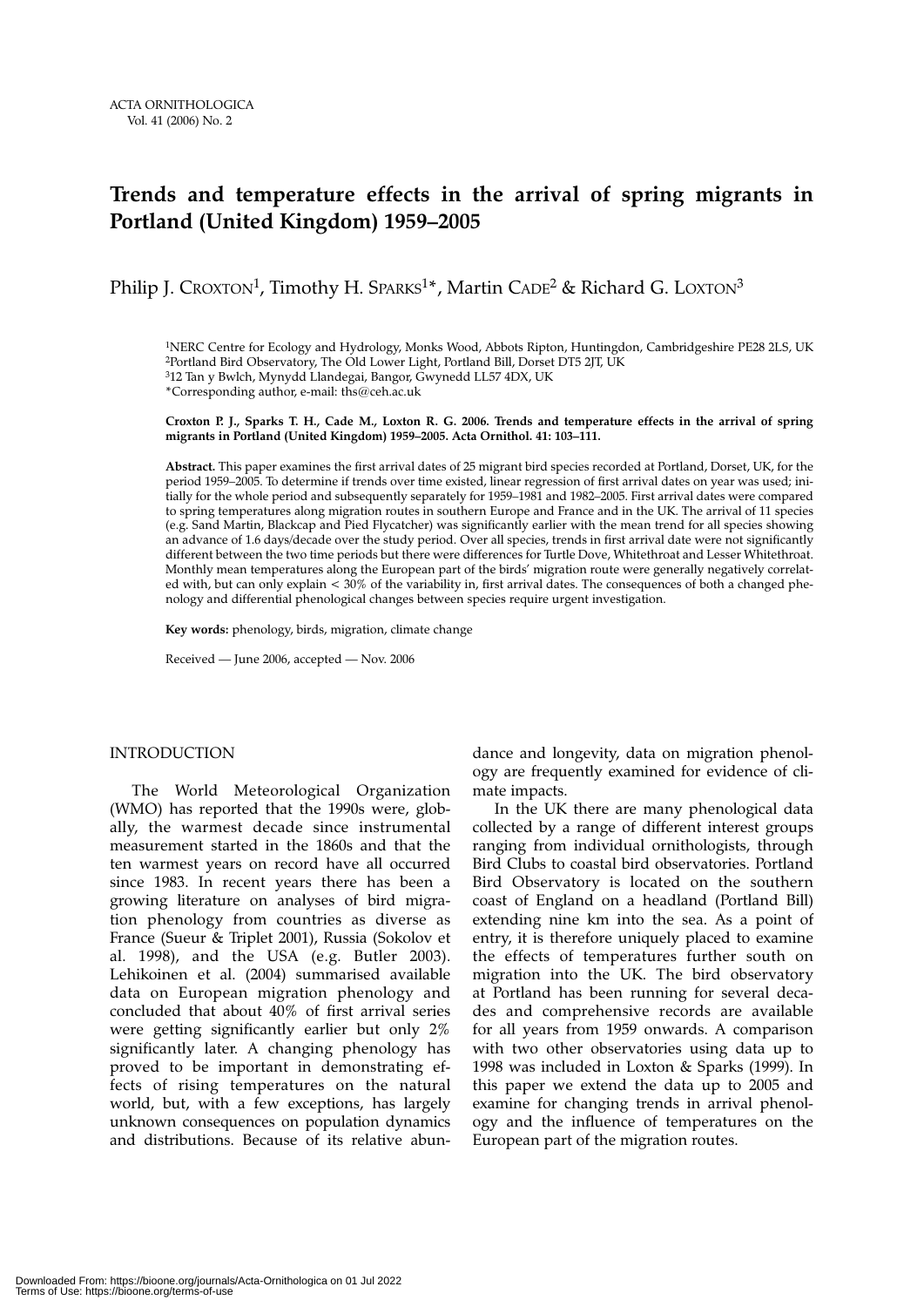# Trends and temperature effects in the arrival of spring migrants in Portland (United Kingdom) 1959–2005

Philip J. Croxton[1], Timothy H. Sparks[1]*, Martin Cade[2] & Richard G. Loxton[3]

[1]NERC Centre for Ecology and Hydrology, Monks Wood, Abbots Ripton, Huntingdon, Cambridgeshire PE28 2LS, UK
[2]Portland Bird Observatory, The Old Lower Light, Portland Bill, Dorset DT5 2JT, UK
[3]12 Tan y Bwlch, Mynydd Llandegai, Bangor, Gwynedd LL57 4DX, UK
*Corresponding author, e-mail: ths@ceh.ac.uk

**Croxton P. J., Sparks T. H., Cade M., Loxton R. G. 2006. Trends and temperature effects in the arrival of spring migrants in Portland (United Kingdom) 1959–2005. Acta Ornithol. 41: 103–111.**

**Abstract.** This paper examines the first arrival dates of 25 migrant bird species recorded at Portland, Dorset, UK, for the period 1959–2005. To determine if trends over time existed, linear regression of first arrival dates on year was used; initially for the whole period and subsequently separately for 1959–1981 and 1982–2005. First arrival dates were compared to spring temperatures along migration routes in southern Europe and France and in the UK. The arrival of 11 species (e.g. Sand Martin, Blackcap and Pied Flycatcher) was significantly earlier with the mean trend for all species showing an advance of 1.6 days/decade over the study period. Over all species, trends in first arrival date were not significantly different between the two time periods but there were differences for Turtle Dove, Whitethroat and Lesser Whitethroat. Monthly mean temperatures along the European part of the birds' migration route were generally negatively correlated with, but can only explain < 30% of the variability in, first arrival dates. The consequences of both a changed phenology and differential phenological changes between species require urgent investigation.

**Key words:** phenology, birds, migration, climate change

Received — June 2006, accepted — Nov. 2006

## INTRODUCTION

The World Meteorological Organization (WMO) has reported that the 1990s were, globally, the warmest decade since instrumental measurement started in the 1860s and that the ten warmest years on record have all occurred since 1983. In recent years there has been a growing literature on analyses of bird migration phenology from countries as diverse as France (Sueur & Triplet 2001), Russia (Sokolov et al. 1998), and the USA (e.g. Butler 2003). Lehikoinen et al. (2004) summarised available data on European migration phenology and concluded that about 40% of first arrival series were getting significantly earlier but only 2% significantly later. A changing phenology has proved to be important in demonstrating effects of rising temperatures on the natural world, but, with a few exceptions, has largely unknown consequences on population dynamics and distributions. Because of its relative abundance and longevity, data on migration phenology are frequently examined for evidence of climate impacts.

In the UK there are many phenological data collected by a range of different interest groups ranging from individual ornithologists, through Bird Clubs to coastal bird observatories. Portland Bird Observatory is located on the southern coast of England on a headland (Portland Bill) extending nine km into the sea. As a point of entry, it is therefore uniquely placed to examine the effects of temperatures further south on migration into the UK. The bird observatory at Portland has been running for several decades and comprehensive records are available for all years from 1959 onwards. A comparison with two other observatories using data up to 1998 was included in Loxton & Sparks (1999). In this paper we extend the data up to 2005 and examine for changing trends in arrival phenology and the influence of temperatures on the European part of the migration routes.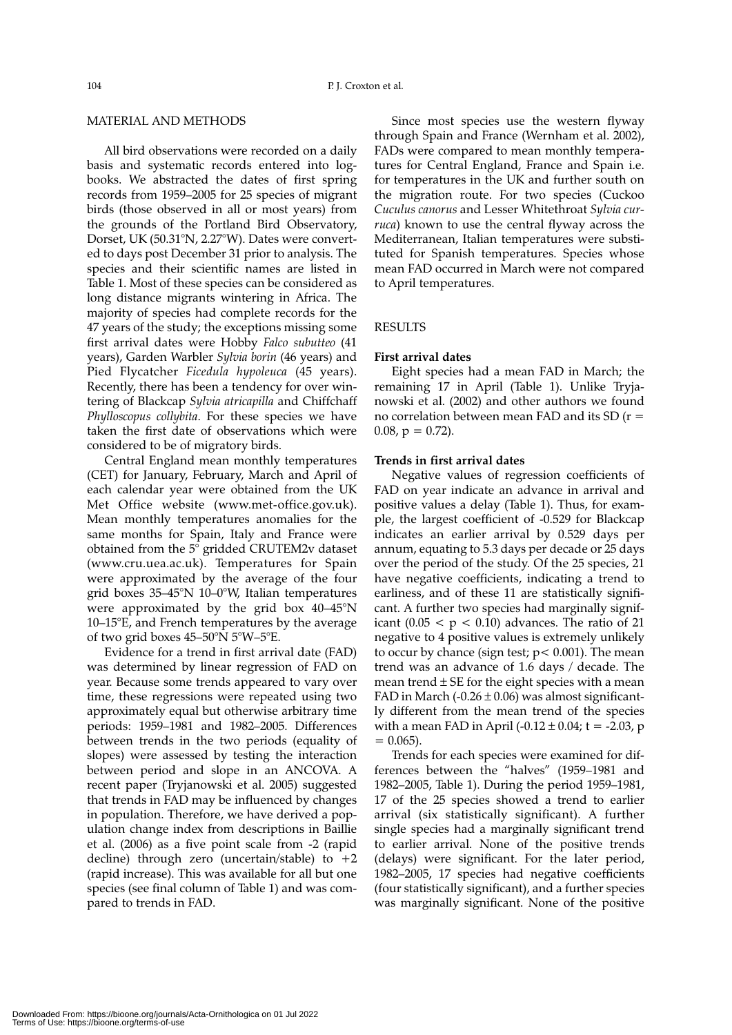## MATERIAL AND METHODS

All bird observations were recorded on a daily basis and systematic records entered into logbooks. We abstracted the dates of first spring records from 1959–2005 for 25 species of migrant birds (those observed in all or most years) from the grounds of the Portland Bird Observatory, Dorset, UK (50.31°N, 2.27°W). Dates were converted to days post December 31 prior to analysis. The species and their scientific names are listed in Table 1. Most of these species can be considered as long distance migrants wintering in Africa. The majority of species had complete records for the 47 years of the study; the exceptions missing some first arrival dates were Hobby *Falco subutteo* (41 years), Garden Warbler *Sylvia borin* (46 years) and Pied Flycatcher *Ficedula hypoleuca* (45 years). Recently, there has been a tendency for over wintering of Blackcap *Sylvia atricapilla* and Chiffchaff *Phylloscopus collybita*. For these species we have taken the first date of observations which were considered to be of migratory birds.

Central England mean monthly temperatures (CET) for January, February, March and April of each calendar year were obtained from the UK Met Office website (www.met-office.gov.uk). Mean monthly temperatures anomalies for the same months for Spain, Italy and France were obtained from the 5° gridded CRUTEM2v dataset (www.cru.uea.ac.uk). Temperatures for Spain were approximated by the average of the four grid boxes 35–45°N 10–0°W, Italian temperatures were approximated by the grid box 40–45°N 10–15°E, and French temperatures by the average of two grid boxes 45–50°N 5°W–5°E.

Evidence for a trend in first arrival date (FAD) was determined by linear regression of FAD on year. Because some trends appeared to vary over time, these regressions were repeated using two approximately equal but otherwise arbitrary time periods: 1959–1981 and 1982–2005. Differences between trends in the two periods (equality of slopes) were assessed by testing the interaction between period and slope in an ANCOVA. A recent paper (Tryjanowski et al. 2005) suggested that trends in FAD may be influenced by changes in population. Therefore, we have derived a population change index from descriptions in Baillie et al. (2006) as a five point scale from -2 (rapid decline) through zero (uncertain/stable) to +2 (rapid increase). This was available for all but one species (see final column of Table 1) and was compared to trends in FAD.

Since most species use the western flyway through Spain and France (Wernham et al. 2002), FADs were compared to mean monthly temperatures for Central England, France and Spain i.e. for temperatures in the UK and further south on the migration route. For two species (Cuckoo *Cuculus canorus* and Lesser Whitethroat *Sylvia curruca*) known to use the central flyway across the Mediterranean, Italian temperatures were substituted for Spanish temperatures. Species whose mean FAD occurred in March were not compared to April temperatures.

## RESULTS

### First arrival dates

Eight species had a mean FAD in March; the remaining 17 in April (Table 1). Unlike Tryjanowski et al. (2002) and other authors we found no correlation between mean FAD and its SD ($r = 0.08$, $p = 0.72$).

### Trends in first arrival dates

Negative values of regression coefficients of FAD on year indicate an advance in arrival and positive values a delay (Table 1). Thus, for example, the largest coefficient of -0.529 for Blackcap indicates an earlier arrival by 0.529 days per annum, equating to 5.3 days per decade or 25 days over the period of the study. Of the 25 species, 21 have negative coefficients, indicating a trend to earliness, and of these 11 are statistically significant. A further two species had marginally significant ($0.05 < p < 0.10$) advances. The ratio of 21 negative to 4 positive values is extremely unlikely to occur by chance (sign test; $p < 0.001$). The mean trend was an advance of 1.6 days / decade. The mean trend ± SE for the eight species with a mean FAD in March ($-0.26 \pm 0.06$) was almost significantly different from the mean trend of the species with a mean FAD in April ($-0.12 \pm 0.04$; $t = -2.03$, $p = 0.065$).

Trends for each species were examined for differences between the "halves" (1959–1981 and 1982–2005, Table 1). During the period 1959–1981, 17 of the 25 species showed a trend to earlier arrival (six statistically significant). A further single species had a marginally significant trend to earlier arrival. None of the positive trends (delays) were significant. For the later period, 1982–2005, 17 species had negative coefficients (four statistically significant), and a further species was marginally significant. None of the positive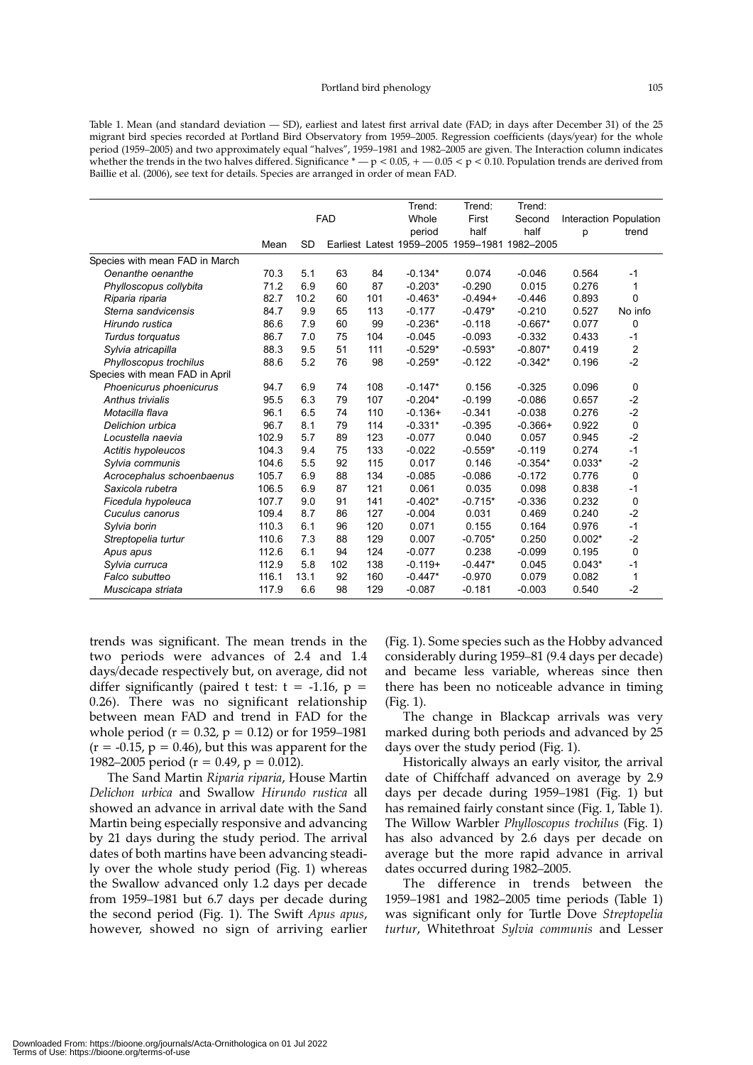Table 1. Mean (and standard deviation — SD), earliest and latest first arrival date (FAD; in days after December 31) of the 25 migrant bird species recorded at Portland Bird Observatory from 1959–2005. Regression coefficients (days/year) for the whole period (1959–2005) and two approximately equal "halves", 1959–1981 and 1982–2005 are given. The Interaction column indicates whether the trends in the two halves differed. Significance * — $p < 0.05$, + — $0.05 < p < 0.10$. Population trends are derived from Baillie et al. (2006), see text for details. Species are arranged in order of mean FAD.

| | FAD | | | | Trend: Whole period | Trend: First half | Trend: Second half | Interaction | Population |
|---|---|---|---|---|---|---|---|---|---|
| | Mean | SD | Earliest | Latest | 1959–2005 | 1959–1981 | 1982–2005 | p | trend |
| **Species with mean FAD in March** | | | | | | | | | |
| *Oenanthe oenanthe* | 70.3 | 5.1 | 63 | 84 | -0.134* | 0.074 | -0.046 | 0.564 | -1 |
| *Phylloscopus collybita* | 71.2 | 6.9 | 60 | 87 | -0.203* | -0.290 | 0.015 | 0.276 | 1 |
| *Riparia riparia* | 82.7 | 10.2 | 60 | 101 | -0.463* | -0.494+ | -0.446 | 0.893 | 0 |
| *Sterna sandvicensis* | 84.7 | 9.9 | 65 | 113 | -0.177 | -0.479* | -0.210 | 0.527 | No info |
| *Hirundo rustica* | 86.6 | 7.9 | 60 | 99 | -0.236* | -0.118 | -0.667* | 0.077 | 0 |
| *Turdus torquatus* | 86.7 | 7.0 | 75 | 104 | -0.045 | -0.093 | -0.332 | 0.433 | -1 |
| *Sylvia atricapilla* | 88.3 | 9.5 | 51 | 111 | -0.529* | -0.593* | -0.807* | 0.419 | 2 |
| *Phylloscopus trochilus* | 88.6 | 5.2 | 76 | 98 | -0.259* | -0.122 | -0.342* | 0.196 | -2 |
| **Species with mean FAD in April** | | | | | | | | | |
| *Phoenicurus phoenicurus* | 94.7 | 6.9 | 74 | 108 | -0.147* | 0.156 | -0.325 | 0.096 | 0 |
| *Anthus trivialis* | 95.5 | 6.3 | 79 | 107 | -0.204* | -0.199 | -0.086 | 0.657 | -2 |
| *Motacilla flava* | 96.1 | 6.5 | 74 | 110 | -0.136+ | -0.341 | -0.038 | 0.276 | -2 |
| *Delichion urbica* | 96.7 | 8.1 | 79 | 114 | -0.331* | -0.395 | -0.366+ | 0.922 | 0 |
| *Locustella naevia* | 102.9 | 5.7 | 89 | 123 | -0.077 | 0.040 | 0.057 | 0.945 | -2 |
| *Actitis hypoleucos* | 104.3 | 9.4 | 75 | 133 | -0.022 | -0.559* | -0.119 | 0.274 | -1 |
| *Sylvia communis* | 104.6 | 5.5 | 92 | 115 | 0.017 | 0.146 | -0.354* | 0.033* | -2 |
| *Acrocephalus schoenaebenus* | 105.7 | 6.9 | 88 | 134 | -0.085 | -0.086 | -0.172 | 0.776 | 0 |
| *Saxicola rubetra* | 106.5 | 6.9 | 87 | 121 | 0.061 | 0.035 | 0.098 | 0.838 | -1 |
| *Ficedula hypoleuca* | 107.7 | 9.0 | 91 | 141 | -0.402* | -0.715* | -0.336 | 0.232 | 0 |
| *Cuculus canorus* | 109.4 | 8.7 | 86 | 127 | -0.004 | 0.031 | 0.469 | 0.240 | -2 |
| *Sylvia borin* | 110.3 | 6.1 | 96 | 120 | 0.071 | 0.155 | 0.164 | 0.976 | -1 |
| *Streptopelia turtur* | 110.6 | 7.3 | 88 | 129 | 0.007 | -0.705* | 0.250 | 0.002* | -2 |
| *Apus apus* | 112.6 | 6.1 | 94 | 124 | -0.077 | 0.238 | -0.099 | 0.195 | 0 |
| *Sylvia curruca* | 112.9 | 5.8 | 102 | 138 | -0.119+ | -0.447* | 0.045 | 0.043* | -1 |
| *Falco subutteo* | 116.1 | 13.1 | 92 | 160 | -0.447* | -0.970 | 0.079 | 0.082 | 1 |
| *Muscicapa striata* | 117.9 | 6.6 | 98 | 129 | -0.087 | -0.181 | -0.003 | 0.540 | -2 |

trends was significant. The mean trends in the two periods were advances of 2.4 and 1.4 days/decade respectively but, on average, did not differ significantly (paired t test: $t = -1.16$, $p = 0.26$). There was no significant relationship between mean FAD and trend in FAD for the whole period ($r = 0.32$, $p = 0.12$) or for 1959–1981 ($r = -0.15$, $p = 0.46$), but this was apparent for the 1982–2005 period ($r = 0.49$, $p = 0.012$).

The Sand Martin *Riparia riparia*, House Martin *Delichon urbica* and Swallow *Hirundo rustica* all showed an advance in arrival date with the Sand Martin being especially responsive and advancing by 21 days during the study period. The arrival dates of both martins have been advancing steadily over the whole study period (Fig. 1) whereas the Swallow advanced only 1.2 days per decade from 1959–1981 but 6.7 days per decade during the second period (Fig. 1). The Swift *Apus apus*, however, showed no sign of arriving earlier (Fig. 1). Some species such as the Hobby advanced considerably during 1959–81 (9.4 days per decade) and became less variable, whereas since then there has been no noticeable advance in timing (Fig. 1).

The change in Blackcap arrivals was very marked during both periods and advanced by 25 days over the study period (Fig. 1).

Historically always an early visitor, the arrival date of Chiffchaff advanced on average by 2.9 days per decade during 1959–1981 (Fig. 1) but has remained fairly constant since (Fig. 1, Table 1). The Willow Warbler *Phylloscopus trochilus* (Fig. 1) has also advanced by 2.6 days per decade on average but the more rapid advance in arrival dates occurred during 1982–2005.

The difference in trends between the 1959–1981 and 1982–2005 time periods (Table 1) was significant only for Turtle Dove *Streptopelia turtur*, Whitethroat *Sylvia communis* and Lesser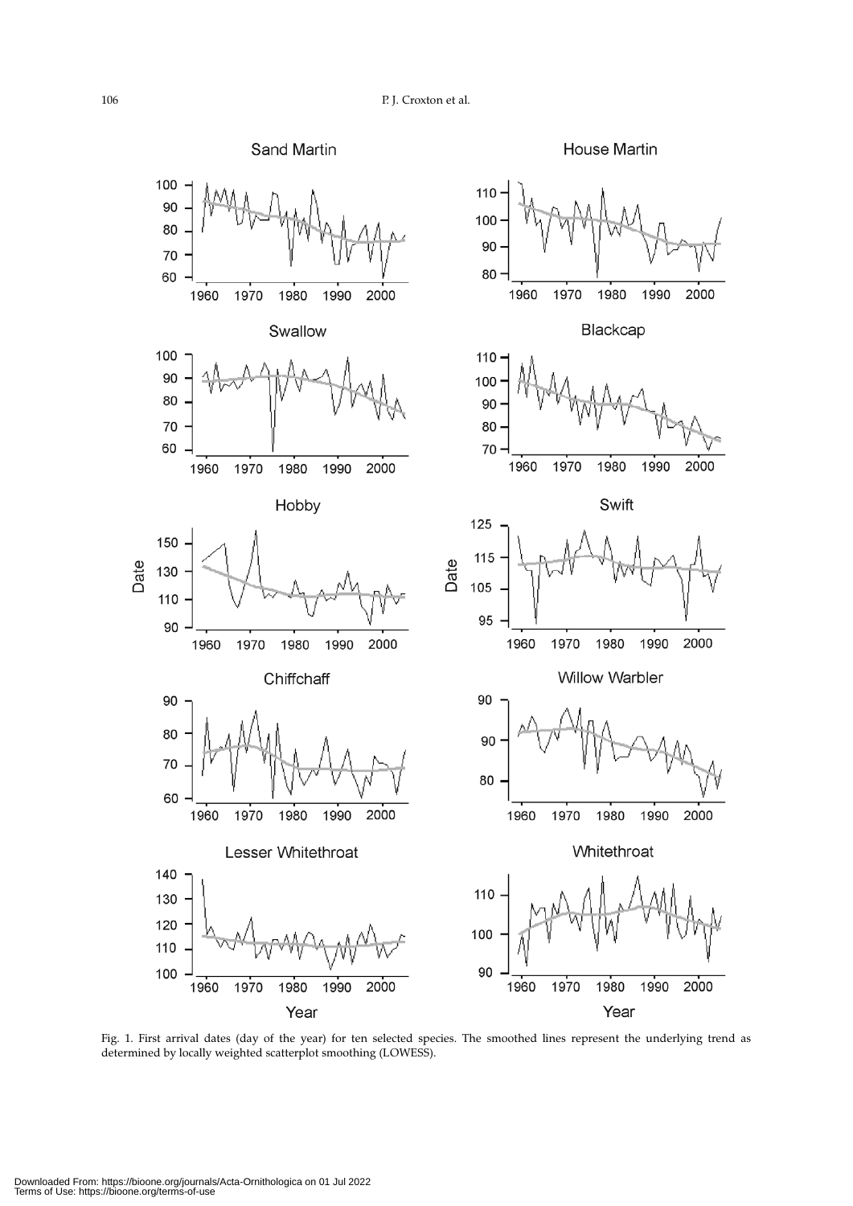Fig. 1. First arrival dates (day of the year) for ten selected species. The smoothed lines represent the underlying trend as determined by locally weighted scatterplot smoothing (LOWESS).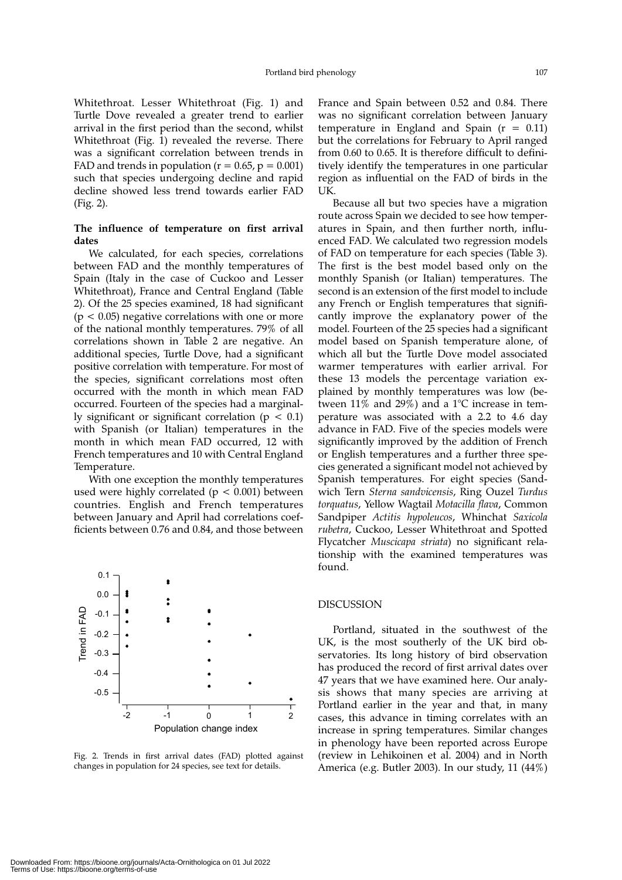Whitethroat. Lesser Whitethroat (Fig. 1) and Turtle Dove revealed a greater trend to earlier arrival in the first period than the second, whilst Whitethroat (Fig. 1) revealed the reverse. There was a significant correlation between trends in FAD and trends in population ($r = 0.65$, $p = 0.001$) such that species undergoing decline and rapid decline showed less trend towards earlier FAD (Fig. 2).

### The influence of temperature on first arrival dates

We calculated, for each species, correlations between FAD and the monthly temperatures of Spain (Italy in the case of Cuckoo and Lesser Whitethroat), France and Central England (Table 2). Of the 25 species examined, 18 had significant ($p < 0.05$) negative correlations with one or more of the national monthly temperatures. 79% of all correlations shown in Table 2 are negative. An additional species, Turtle Dove, had a significant positive correlation with temperature. For most of the species, significant correlations most often occurred with the month in which mean FAD occurred. Fourteen of the species had a marginally significant or significant correlation ($p < 0.1$) with Spanish (or Italian) temperatures in the month in which mean FAD occurred, 12 with French temperatures and 10 with Central England Temperature.

With one exception the monthly temperatures used were highly correlated ($p < 0.001$) between countries. English and French temperatures between January and April had correlations coefficients between 0.76 and 0.84, and those between

Fig. 2. Trends in first arrival dates (FAD) plotted against changes in population for 24 species, see text for details.

France and Spain between 0.52 and 0.84. There was no significant correlation between January temperature in England and Spain ($r = 0.11$) but the correlations for February to April ranged from 0.60 to 0.65. It is therefore difficult to definitively identify the temperatures in one particular region as influential on the FAD of birds in the UK.

Because all but two species have a migration route across Spain we decided to see how temperatures in Spain, and then further north, influenced FAD. We calculated two regression models of FAD on temperature for each species (Table 3). The first is the best model based only on the monthly Spanish (or Italian) temperatures. The second is an extension of the first model to include any French or English temperatures that significantly improve the explanatory power of the model. Fourteen of the 25 species had a significant model based on Spanish temperature alone, of which all but the Turtle Dove model associated warmer temperatures with earlier arrival. For these 13 models the percentage variation explained by monthly temperatures was low (between 11% and 29%) and a 1°C increase in temperature was associated with a 2.2 to 4.6 day advance in FAD. Five of the species models were significantly improved by the addition of French or English temperatures and a further three species generated a significant model not achieved by Spanish temperatures. For eight species (Sandwich Tern *Sterna sandvicensis*, Ring Ouzel *Turdus torquatus*, Yellow Wagtail *Motacilla flava*, Common Sandpiper *Actitis hypoleucos*, Whinchat *Saxicola rubetra*, Cuckoo, Lesser Whitethroat and Spotted Flycatcher *Muscicapa striata*) no significant relationship with the examined temperatures was found.

## DISCUSSION

Portland, situated in the southwest of the UK, is the most southerly of the UK bird observatories. Its long history of bird observation has produced the record of first arrival dates over 47 years that we have examined here. Our analysis shows that many species are arriving at Portland earlier in the year and that, in many cases, this advance in timing correlates with an increase in spring temperatures. Similar changes in phenology have been reported across Europe (review in Lehikoinen et al. 2004) and in North America (e.g. Butler 2003). In our study, 11 (44%)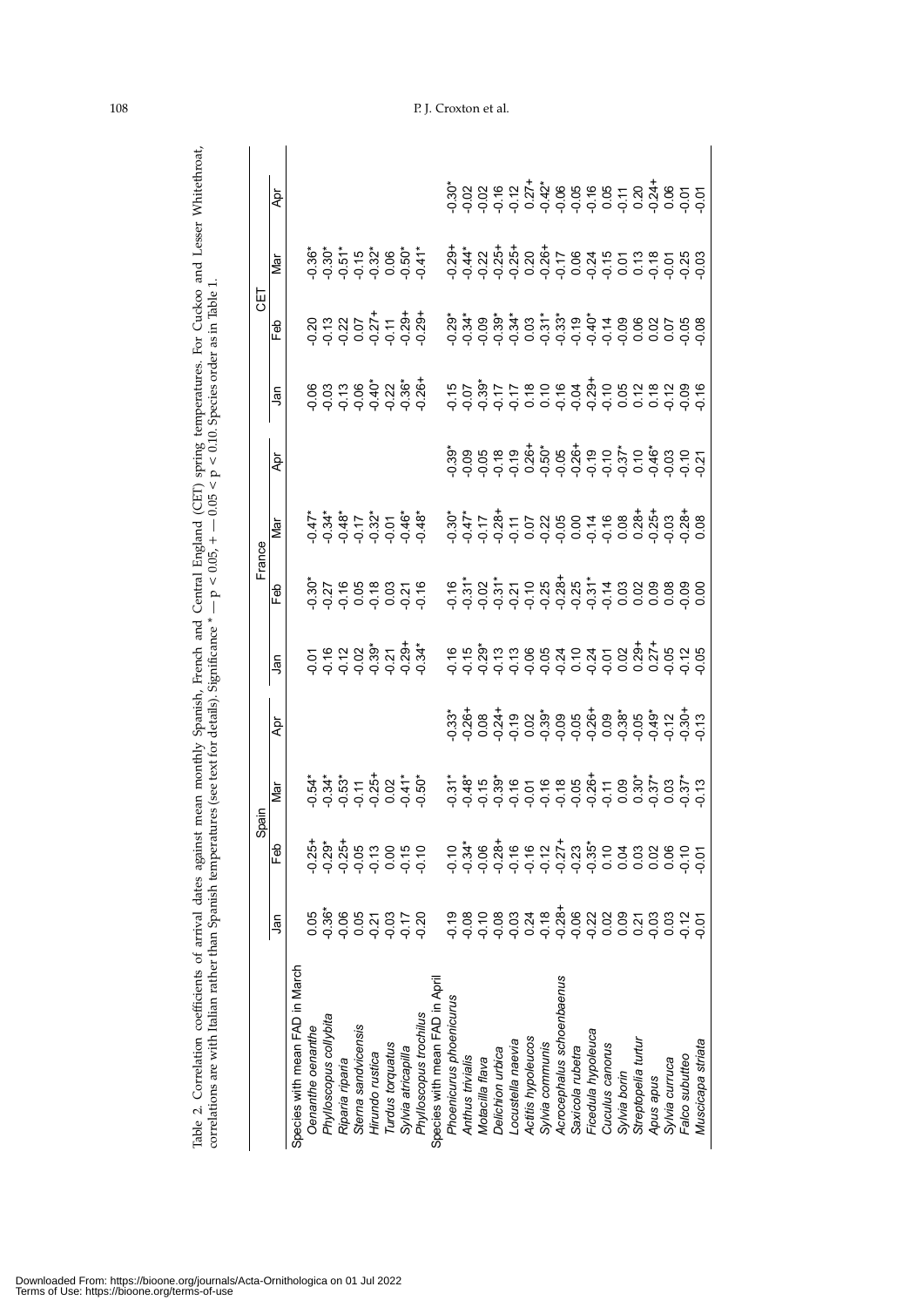Table 2. Correlation coefficients of arrival dates against mean monthly Spanish, French and Central England (CET) spring temperatures. For Cuckoo and Lesser Whitethroat, correlations are with Italian rather than Spanish temperatures (see text for details). Significance * — p < 0.05, + — 0.05 < p < 0.10. Species order as in Table 1.

| | Spain | | | | France | | | | CET | | | |
|---|---|---|---|---|---|---|---|---|---|---|---|---|
| | Jan | Feb | Mar | Apr | Jan | Feb | Mar | Apr | Jan | Feb | Mar | Apr |
| Species with mean FAD in March | | | | | | | | | | | | |
| *Oenanthe oenanthe* | 0.05 | -0.25+ | -0.54* | | -0.01 | -0.30* | -0.47* | | -0.06 | -0.20 | -0.36* | |
| *Phylloscopus collybita* | -0.36* | -0.29* | -0.34* | | -0.16 | -0.27 | -0.34* | | -0.03 | -0.13 | -0.30* | |
| *Riparia riparia* | -0.06 | -0.25+ | -0.53* | | -0.12 | -0.16 | -0.48* | | -0.13 | -0.22 | -0.51* | |
| *Sterna sandvicensis* | 0.05 | -0.05 | -0.11 | | -0.02 | 0.05 | -0.17 | | -0.06 | 0.07 | -0.15 | |
| *Hirundo rustica* | -0.21 | -0.13 | -0.25+ | | -0.39* | -0.18 | -0.32* | | -0.40* | -0.27+ | -0.32* | |
| *Turdus torquatus* | -0.03 | 0.00 | 0.02 | | -0.21 | 0.03 | -0.01 | | -0.22 | -0.11 | 0.06 | |
| *Sylvia atricapilla* | -0.17 | -0.15 | -0.41* | | -0.29+ | -0.21 | -0.46* | | -0.36* | -0.29+ | -0.50* | |
| *Phylloscopus trochilus* | -0.20 | -0.10 | -0.50* | | -0.34* | -0.16 | -0.48* | | -0.26+ | -0.29+ | -0.41* | |
| Species with mean FAD in April | | | | | | | | | | | | |
| *Phoenicurus phoenicurus* | -0.19 | -0.10 | -0.31* | -0.33* | -0.16 | -0.16 | -0.30* | -0.39* | -0.15 | -0.29* | -0.29+ | -0.30* |
| *Anthus trivialis* | -0.08 | -0.34* | -0.48* | -0.26+ | -0.15 | -0.31* | -0.47* | -0.09 | -0.07 | -0.34* | -0.44* | -0.02 |
| *Motacilla flava* | -0.10 | -0.06 | -0.15 | 0.08 | -0.29* | -0.02 | -0.17 | -0.05 | -0.39* | -0.09 | -0.22 | -0.02 |
| *Delichon urbica* | -0.08 | -0.28+ | -0.39* | -0.24+ | -0.13 | -0.31* | -0.28+ | -0.18 | -0.17 | -0.39* | -0.25+ | -0.16 |
| *Locustella naevia* | -0.03 | -0.16 | -0.16 | -0.19 | -0.13 | -0.21 | -0.11 | -0.19 | -0.17 | -0.34* | -0.25+ | -0.12 |
| *Actitis hypoleucos* | 0.24 | -0.16 | -0.01 | 0.02 | -0.06 | -0.10 | 0.07 | 0.26+ | 0.18 | 0.03 | 0.20 | 0.27+ |
| *Sylvia communis* | -0.18 | -0.12 | -0.16 | -0.39* | -0.05 | -0.25 | -0.22 | -0.50* | 0.10 | -0.31* | -0.26+ | -0.42* |
| *Acrocephalus schoenbaenus* | -0.28+ | -0.27+ | -0.18 | -0.09 | -0.24 | -0.28+ | -0.05 | -0.05 | -0.16 | -0.33* | -0.17 | -0.06 |
| *Saxicola rubetra* | -0.06 | -0.23 | -0.05 | -0.05 | 0.10 | -0.25 | 0.00 | -0.26+ | -0.04 | -0.19 | 0.06 | -0.05 |
| *Ficedula hypoleuca* | -0.22 | -0.35* | -0.26+ | -0.26+ | -0.24 | -0.31* | -0.14 | -0.19 | -0.29+ | -0.40* | -0.24 | -0.16 |
| *Cuculus canorus* | 0.02 | 0.10 | -0.11 | 0.09 | -0.01 | -0.14 | -0.16 | -0.10 | -0.10 | -0.14 | -0.15 | 0.05 |
| *Sylvia borin* | 0.09 | 0.04 | 0.09 | -0.38* | 0.02 | 0.03 | 0.08 | -0.37* | 0.05 | -0.09 | 0.01 | -0.11 |
| *Streptopelia turtur* | 0.21 | 0.03 | 0.30* | -0.05 | 0.29+ | 0.02 | 0.28+ | 0.10 | 0.12 | 0.06 | 0.13 | 0.20 |
| *Apus apus* | -0.03 | 0.02 | -0.37* | -0.49* | 0.27+ | 0.09 | -0.25+ | -0.46* | 0.18 | 0.02 | -0.18 | -0.24+ |
| *Sylvia curruca* | 0.03 | 0.06 | 0.03 | -0.12 | -0.05 | 0.08 | -0.03 | -0.03 | -0.12 | 0.07 | -0.01 | 0.06 |
| *Falco subbuteo* | -0.12 | -0.10 | -0.37* | -0.30+ | -0.12 | -0.09 | -0.28+ | -0.10 | -0.09 | -0.05 | -0.25 | -0.01 |
| *Muscicapa striata* | -0.01 | -0.01 | -0.13 | -0.13 | -0.05 | 0.00 | 0.08 | -0.21 | -0.16 | -0.08 | -0.03 | -0.01 |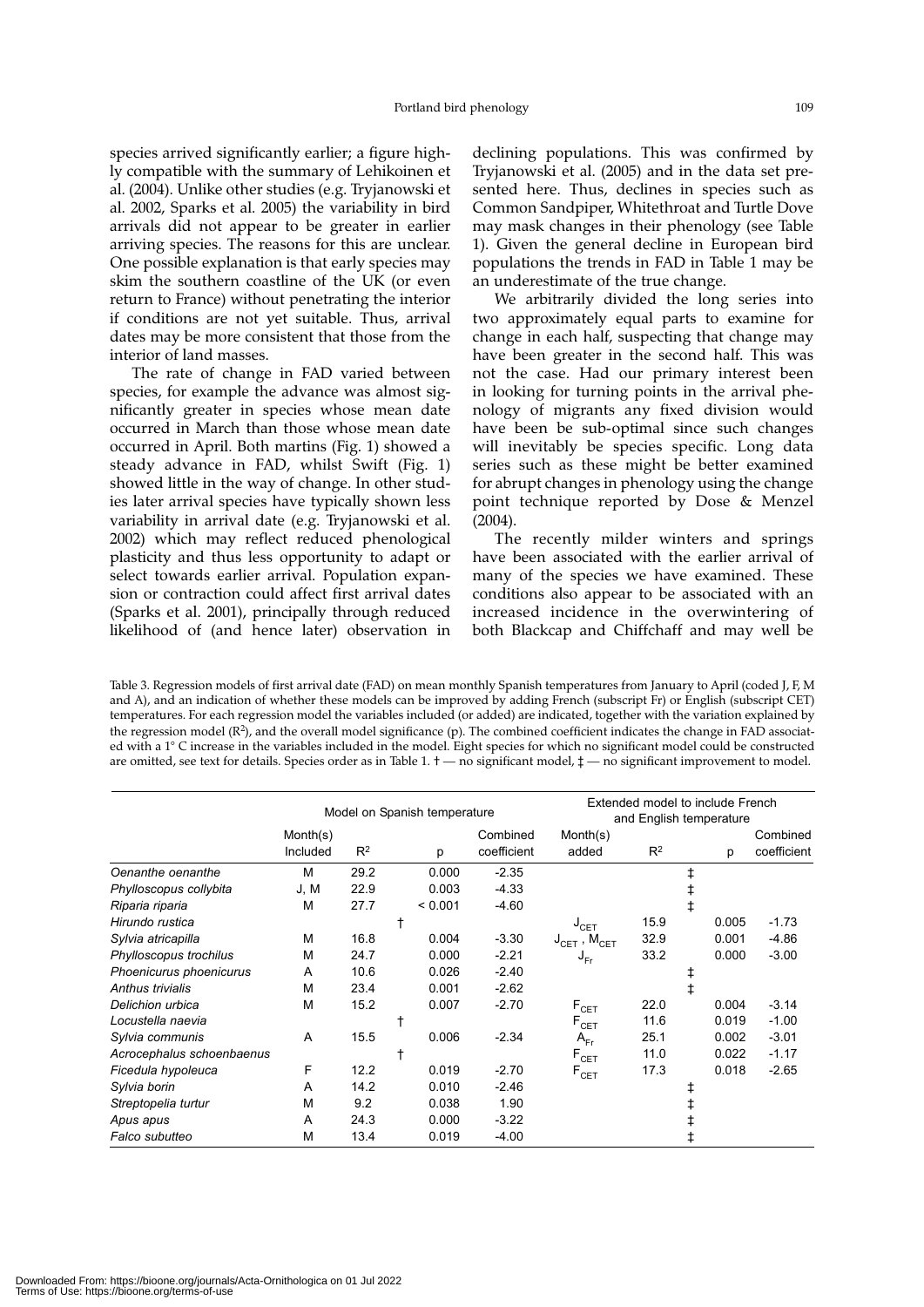species arrived significantly earlier; a figure highly compatible with the summary of Lehikoinen et al. (2004). Unlike other studies (e.g. Tryjanowski et al. 2002, Sparks et al. 2005) the variability in bird arrivals did not appear to be greater in earlier arriving species. The reasons for this are unclear. One possible explanation is that early species may skim the southern coastline of the UK (or even return to France) without penetrating the interior if conditions are not yet suitable. Thus, arrival dates may be more consistent that those from the interior of land masses.

The rate of change in FAD varied between species, for example the advance was almost significantly greater in species whose mean date occurred in March than those whose mean date occurred in April. Both martins (Fig. 1) showed a steady advance in FAD, whilst Swift (Fig. 1) showed little in the way of change. In other studies later arrival species have typically shown less variability in arrival date (e.g. Tryjanowski et al. 2002) which may reflect reduced phenological plasticity and thus less opportunity to adapt or select towards earlier arrival. Population expansion or contraction could affect first arrival dates (Sparks et al. 2001), principally through reduced likelihood of (and hence later) observation in declining populations. This was confirmed by Tryjanowski et al. (2005) and in the data set presented here. Thus, declines in species such as Common Sandpiper, Whitethroat and Turtle Dove may mask changes in their phenology (see Table 1). Given the general decline in European bird populations the trends in FAD in Table 1 may be an underestimate of the true change.

We arbitrarily divided the long series into two approximately equal parts to examine for change in each half, suspecting that change may have been greater in the second half. This was not the case. Had our primary interest been in looking for turning points in the arrival phenology of migrants any fixed division would have been be sub-optimal since such changes will inevitably be species specific. Long data series such as these might be better examined for abrupt changes in phenology using the change point technique reported by Dose & Menzel (2004).

The recently milder winters and springs have been associated with the earlier arrival of many of the species we have examined. These conditions also appear to be associated with an increased incidence in the overwintering of both Blackcap and Chiffchaff and may well be

Table 3. Regression models of first arrival date (FAD) on mean monthly Spanish temperatures from January to April (coded J, F, M and A), and an indication of whether these models can be improved by adding French (subscript Fr) or English (subscript CET) temperatures. For each regression model the variables included (or added) are indicated, together with the variation explained by the regression model ($R^2$), and the overall model significance (p). The combined coefficient indicates the change in FAD associated with a 1° C increase in the variables included in the model. Eight species for which no significant model could be constructed are omitted, see text for details. Species order as in Table 1. † — no significant model, ‡ — no significant improvement to model.

| | Model on Spanish temperature | | | | Extended model to include French and English temperature | | | |
|---|---|---|---|---|---|---|---|---|
| | Month(s) Included | $R^2$ | p | Combined coefficient | Month(s) added | $R^2$ | p | Combined coefficient |
| *Oenanthe oenanthe* | M | 29.2 | 0.000 | -2.35 | | ‡ | | |
| *Phylloscopus collybita* | J, M | 22.9 | 0.003 | -4.33 | | ‡ | | |
| *Riparia riparia* | M | 27.7 | < 0.001 | -4.60 | | ‡ | | |
| *Hirundo rustica* | | † | | | $J_{CET}$ | 15.9 | 0.005 | -1.73 |
| *Sylvia atricapilla* | M | 16.8 | 0.004 | -3.30 | $J_{CET}$, $M_{CET}$ | 32.9 | 0.001 | -4.86 |
| *Phylloscopus trochilus* | M | 24.7 | 0.000 | -2.21 | $J_{Fr}$ | 33.2 | 0.000 | -3.00 |
| *Phoenicurus phoenicurus* | A | 10.6 | 0.026 | -2.40 | | ‡ | | |
| *Anthus trivialis* | M | 23.4 | 0.001 | -2.62 | | ‡ | | |
| *Delichion urbica* | M | 15.2 | 0.007 | -2.70 | $F_{CET}$ | 22.0 | 0.004 | -3.14 |
| *Locustella naevia* | | † | | | $F_{CET}$ | 11.6 | 0.019 | -1.00 |
| *Sylvia communis* | A | 15.5 | 0.006 | -2.34 | $A_{Fr}$ | 25.1 | 0.002 | -3.01 |
| *Acrocephalus schoenbaenus* | | † | | | $F_{CET}$ | 11.0 | 0.022 | -1.17 |
| *Ficedula hypoleuca* | F | 12.2 | 0.019 | -2.70 | $F_{CET}$ | 17.3 | 0.018 | -2.65 |
| *Sylvia borin* | A | 14.2 | 0.010 | -2.46 | | ‡ | | |
| *Streptopelia turtur* | M | 9.2 | 0.038 | 1.90 | | ‡ | | |
| *Apus apus* | A | 24.3 | 0.000 | -3.22 | | ‡ | | |
| *Falco subutteo* | M | 13.4 | 0.019 | -4.00 | | ‡ | | |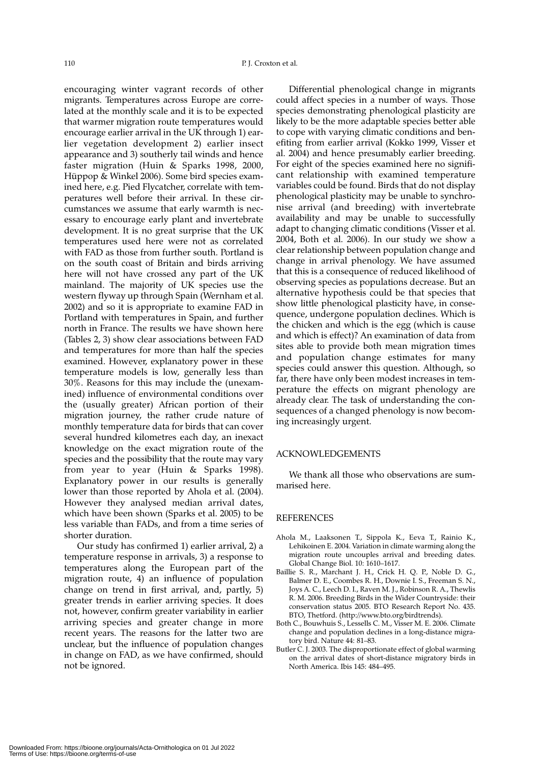encouraging winter vagrant records of other migrants. Temperatures across Europe are correlated at the monthly scale and it is to be expected that warmer migration route temperatures would encourage earlier arrival in the UK through 1) earlier vegetation development 2) earlier insect appearance and 3) southerly tail winds and hence faster migration (Huin & Sparks 1998, 2000, Hüppop & Winkel 2006). Some bird species examined here, e.g. Pied Flycatcher, correlate with temperatures well before their arrival. In these circumstances we assume that early warmth is necessary to encourage early plant and invertebrate development. It is no great surprise that the UK temperatures used here were not as correlated with FAD as those from further south. Portland is on the south coast of Britain and birds arriving here will not have crossed any part of the UK mainland. The majority of UK species use the western flyway up through Spain (Wernham et al. 2002) and so it is appropriate to examine FAD in Portland with temperatures in Spain, and further north in France. The results we have shown here (Tables 2, 3) show clear associations between FAD and temperatures for more than half the species examined. However, explanatory power in these temperature models is low, generally less than 30%. Reasons for this may include the (unexamined) influence of environmental conditions over the (usually greater) African portion of their migration journey, the rather crude nature of monthly temperature data for birds that can cover several hundred kilometres each day, an inexact knowledge on the exact migration route of the species and the possibility that the route may vary from year to year (Huin & Sparks 1998). Explanatory power in our results is generally lower than those reported by Ahola et al. (2004). However they analysed median arrival dates, which have been shown (Sparks et al. 2005) to be less variable than FADs, and from a time series of shorter duration.

Our study has confirmed 1) earlier arrival, 2) a temperature response in arrivals, 3) a response to temperatures along the European part of the migration route, 4) an influence of population change on trend in first arrival, and, partly, 5) greater trends in earlier arriving species. It does not, however, confirm greater variability in earlier arriving species and greater change in more recent years. The reasons for the latter two are unclear, but the influence of population changes in change on FAD, as we have confirmed, should not be ignored.

Differential phenological change in migrants could affect species in a number of ways. Those species demonstrating phenological plasticity are likely to be the more adaptable species better able to cope with varying climatic conditions and benefiting from earlier arrival (Kokko 1999, Visser et al. 2004) and hence presumably earlier breeding. For eight of the species examined here no significant relationship with examined temperature variables could be found. Birds that do not display phenological plasticity may be unable to synchronise arrival (and breeding) with invertebrate availability and may be unable to successfully adapt to changing climatic conditions (Visser et al. 2004, Both et al. 2006). In our study we show a clear relationship between population change and change in arrival phenology. We have assumed that this is a consequence of reduced likelihood of observing species as populations decrease. But an alternative hypothesis could be that species that show little phenological plasticity have, in consequence, undergone population declines. Which is the chicken and which is the egg (which is cause and which is effect)? An examination of data from sites able to provide both mean migration times and population change estimates for many species could answer this question. Although, so far, there have only been modest increases in temperature the effects on migrant phenology are already clear. The task of understanding the consequences of a changed phenology is now becoming increasingly urgent.

## ACKNOWLEDGEMENTS

We thank all those who observations are summarised here.

## REFERENCES

Ahola M., Laaksonen T., Sippola K., Eeva T., Rainio K., Lehikoinen E. 2004. Variation in climate warming along the migration route uncouples arrival and breeding dates. Global Change Biol. 10: 1610–1617.

Baillie S. R., Marchant J. H., Crick H. Q. P., Noble D. G., Balmer D. E., Coombes R. H., Downie I. S., Freeman S. N., Joys A. C., Leech D. I., Raven M. J., Robinson R. A., Thewlis R. M. 2006. Breeding Birds in the Wider Countryside: their conservation status 2005. BTO Research Report No. 435. BTO, Thetford. (http://www.bto.org/birdtrends).

Both C., Bouwhuis S., Lessells C. M., Visser M. E. 2006. Climate change and population declines in a long-distance migratory bird. Nature 44: 81–83.

Butler C. J. 2003. The disproportionate effect of global warming on the arrival dates of short-distance migratory birds in North America. Ibis 145: 484–495.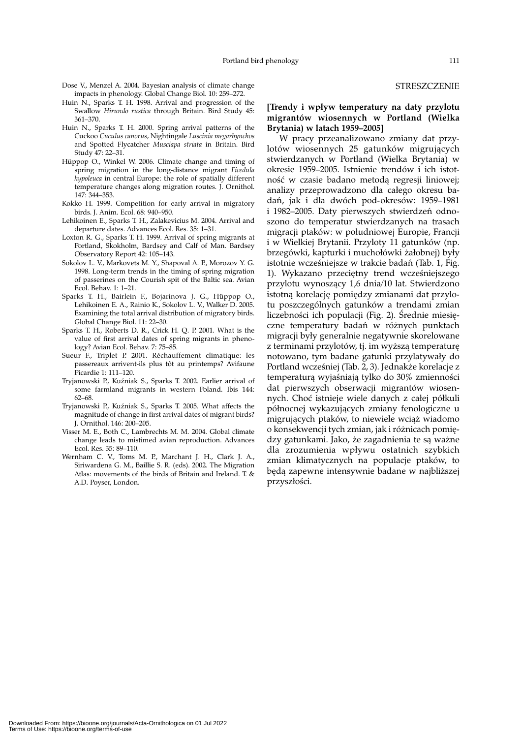Dose V., Menzel A. 2004. Bayesian analysis of climate change impacts in phenology. Global Change Biol. 10: 259–272.

Huin N., Sparks T. H. 1998. Arrival and progression of the Swallow *Hirundo rustica* through Britain. Bird Study 45: 361–370.

Huin N., Sparks T. H. 2000. Spring arrival patterns of the Cuckoo *Cuculus canorus*, Nightingale *Luscinia megarhynchos* and Spotted Flycatcher *Musciapa striata* in Britain. Bird Study 47: 22–31.

Hüppop O., Winkel W. 2006. Climate change and timing of spring migration in the long-distance migrant *Ficedula hypoleuca* in central Europe: the role of spatially different temperature changes along migration routes. J. Ornithol. 147: 344–353.

Kokko H. 1999. Competition for early arrival in migratory birds. J. Anim. Ecol. 68: 940–950.

Lehikoinen E., Sparks T. H., Zalakevicius M. 2004. Arrival and departure dates. Advances Ecol. Res. 35: 1–31.

Loxton R. G., Sparks T. H. 1999. Arrival of spring migrants at Portland, Skokholm, Bardsey and Calf of Man. Bardsey Observatory Report 42: 105–143.

Sokolov L. V., Markovets M. Y., Shapoval A. P., Morozov Y. G. 1998. Long-term trends in the timing of spring migration of passerines on the Courish spit of the Baltic sea. Avian Ecol. Behav. 1: 1–21.

Sparks T. H., Bairlein F., Bojarinova J. G., Hüppop O., Lehikoinen E. A., Rainio K., Sokolov L. V., Walker D. 2005. Examining the total arrival distribution of migratory birds. Global Change Biol. 11: 22–30.

Sparks T. H., Roberts D. R., Crick H. Q. P. 2001. What is the value of first arrival dates of spring migrants in phenology? Avian Ecol. Behav. 7: 75–85.

Sueur F., Triplet P. 2001. Réchauffement climatique: les passereaux arrivent-ils plus tôt au printemps? Avifaune Picardie 1: 111–120.

Tryjanowski P., Kuźniak S., Sparks T. 2002. Earlier arrival of some farmland migrants in western Poland. Ibis 144: 62–68.

Tryjanowski P., Kuźniak S., Sparks T. 2005. What affects the magnitude of change in first arrival dates of migrant birds? J. Ornithol. 146: 200–205.

Visser M. E., Both C., Lambrechts M. M. 2004. Global climate change leads to mistimed avian reproduction. Advances Ecol. Res. 35: 89–110.

Wernham C. V., Toms M. P., Marchant J. H., Clark J. A., Siriwardena G. M., Baillie S. R. (eds). 2002. The Migration Atlas: movements of the birds of Britain and Ireland. T. & A.D. Poyser, London.

## STRESZCZENIE

**[Trendy i wpływ temperatury na daty przylotu migrantów wiosennych w Portland (Wielka Brytania) w latach 1959–2005]**

W pracy przeanalizowano zmiany dat przylotów wiosennych 25 gatunków migrujących stwierdzanych w Portland (Wielka Brytania) w okresie 1959–2005. Istnienie trendów i ich istotność w czasie badano metodą regresji liniowej; analizy przeprowadzono dla całego okresu badań, jak i dla dwóch pod-okresów: 1959–1981 i 1982–2005. Daty pierwszych stwierdzeń odnoszono do temperatur stwierdzanych na trasach migracji ptaków: w południowej Europie, Francji i w Wielkiej Brytanii. Przyloty 11 gatunków (np. brzegówki, kapturki i muchołówki żałobnej) były istotnie wcześniejsze w trakcie badań (Tab. 1, Fig. 1). Wykazano przeciętny trend wcześniejszego przylotu wynoszący 1,6 dnia/10 lat. Stwierdzono istotną korelację pomiędzy zmianami dat przylotu poszczególnych gatunków a trendami zmian liczebności ich populacji (Fig. 2). Średnie miesięczne temperatury badań w różnych punktach migracji były generalnie negatywnie skorelowane z terminami przylotów, tj. im wyższą temperaturę notowano, tym badane gatunki przylatywały do Portland wcześniej (Tab. 2, 3). Jednakże korelacje z temperaturą wyjaśniają tylko do 30% zmienności dat pierwszych obserwacji migrantów wiosennych. Choć istnieje wiele danych z całej półkuli północnej wykazujących zmiany fenologiczne u migrujących ptaków, to niewiele wciąż wiadomo o konsekwencji tych zmian, jak i różnicach pomiędzy gatunkami. Jako, że zagadnienia te są ważne dla zrozumienia wpływu ostatnich szybkich zmian klimatycznych na populacje ptaków, to będą zapewne intensywnie badane w najbliższej przyszłości.